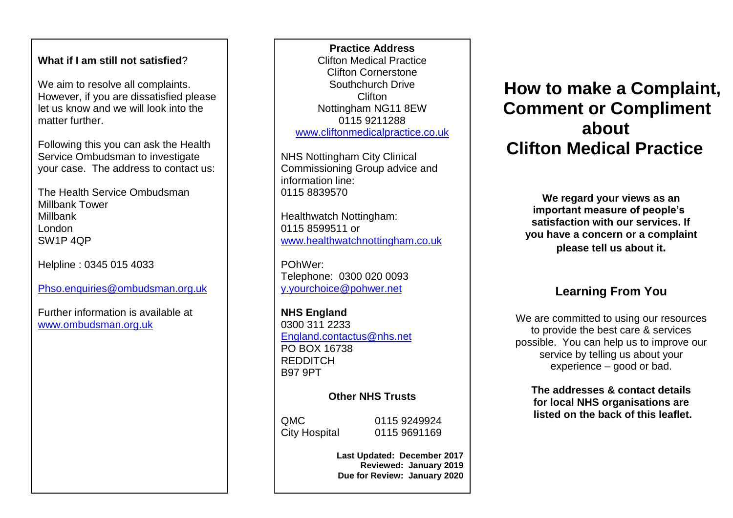**What if I am still not satisfied**?

We aim to resolve all complaints. However, if you are dissatisfied please let us know and we will look into the matter further.

Following this you can ask the Health Service Ombudsman to investigate your case. The address to contact us:

The Health Service Ombudsman
Millbank Tower
Millbank
London
SW1P 4QP

Helpline : 0345 015 4033

Phso.enquiries@ombudsman.org.uk

Further information is available at www.ombudsman.org.uk

**Practice Address**
Clifton Medical Practice
Clifton Cornerstone
Southchurch Drive
Clifton
Nottingham NG11 8EW
0115 9211288
www.cliftonmedicalpractice.co.uk

NHS Nottingham City Clinical Commissioning Group advice and information line:
0115 8839570

Healthwatch Nottingham:
0115 8599511 or
www.healthwatchnottingham.co.uk

POhWer:
Telephone: 0300 020 0093
y.yourchoice@pohwer.net

**NHS England**
0300 311 2233
England.contactus@nhs.net
PO BOX 16738
REDDITCH
B97 9PT

**Other NHS Trusts**

| | |
|---|---|
| QMC | 0115 9249924 |
| City Hospital | 0115 9691169 |

**Last Updated: December 2017**
**Reviewed: January 2019**
**Due for Review: January 2020**

# How to make a Complaint, Comment or Compliment about Clifton Medical Practice

**We regard your views as an important measure of people's satisfaction with our services. If you have a concern or a complaint please tell us about it.**

## Learning From You

We are committed to using our resources to provide the best care & services possible. You can help us to improve our service by telling us about your experience – good or bad.

**The addresses & contact details for local NHS organisations are listed on the back of this leaflet.**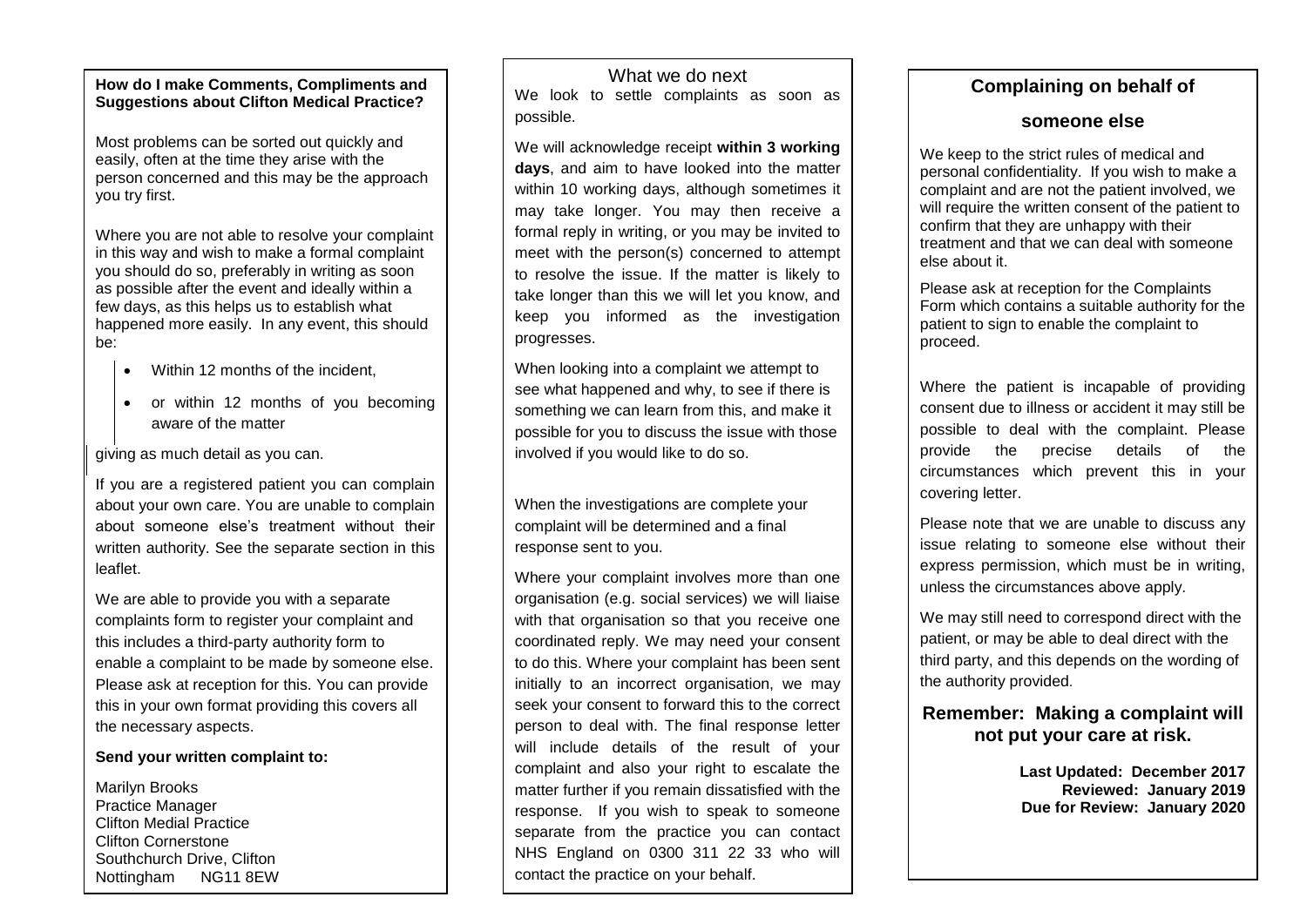**How do I make Comments, Compliments and Suggestions about Clifton Medical Practice?**

Most problems can be sorted out quickly and easily, often at the time they arise with the person concerned and this may be the approach you try first.

Where you are not able to resolve your complaint in this way and wish to make a formal complaint you should do so, preferably in writing as soon as possible after the event and ideally within a few days, as this helps us to establish what happened more easily. In any event, this should be:

- Within 12 months of the incident,
- or within 12 months of you becoming aware of the matter

giving as much detail as you can.

If you are a registered patient you can complain about your own care. You are unable to complain about someone else's treatment without their written authority. See the separate section in this leaflet.

We are able to provide you with a separate complaints form to register your complaint and this includes a third-party authority form to enable a complaint to be made by someone else. Please ask at reception for this. You can provide this in your own format providing this covers all the necessary aspects.

**Send your written complaint to:**

Marilyn Brooks
Practice Manager
Clifton Medial Practice
Clifton Cornerstone
Southchurch Drive, Clifton
Nottingham NG11 8EW

## What we do next

We look to settle complaints as soon as possible.

We will acknowledge receipt **within 3 working days**, and aim to have looked into the matter within 10 working days, although sometimes it may take longer. You may then receive a formal reply in writing, or you may be invited to meet with the person(s) concerned to attempt to resolve the issue. If the matter is likely to take longer than this we will let you know, and keep you informed as the investigation progresses.

When looking into a complaint we attempt to see what happened and why, to see if there is something we can learn from this, and make it possible for you to discuss the issue with those involved if you would like to do so.

When the investigations are complete your complaint will be determined and a final response sent to you.

Where your complaint involves more than one organisation (e.g. social services) we will liaise with that organisation so that you receive one coordinated reply. We may need your consent to do this. Where your complaint has been sent initially to an incorrect organisation, we may seek your consent to forward this to the correct person to deal with. The final response letter will include details of the result of your complaint and also your right to escalate the matter further if you remain dissatisfied with the response. If you wish to speak to someone separate from the practice you can contact NHS England on 0300 311 22 33 who will contact the practice on your behalf.

## Complaining on behalf of someone else

We keep to the strict rules of medical and personal confidentiality. If you wish to make a complaint and are not the patient involved, we will require the written consent of the patient to confirm that they are unhappy with their treatment and that we can deal with someone else about it.

Please ask at reception for the Complaints Form which contains a suitable authority for the patient to sign to enable the complaint to proceed.

Where the patient is incapable of providing consent due to illness or accident it may still be possible to deal with the complaint. Please provide the precise details of the circumstances which prevent this in your covering letter.

Please note that we are unable to discuss any issue relating to someone else without their express permission, which must be in writing, unless the circumstances above apply.

We may still need to correspond direct with the patient, or may be able to deal direct with the third party, and this depends on the wording of the authority provided.

### Remember: Making a complaint will not put your care at risk.

**Last Updated: December 2017**
**Reviewed: January 2019**
**Due for Review: January 2020**